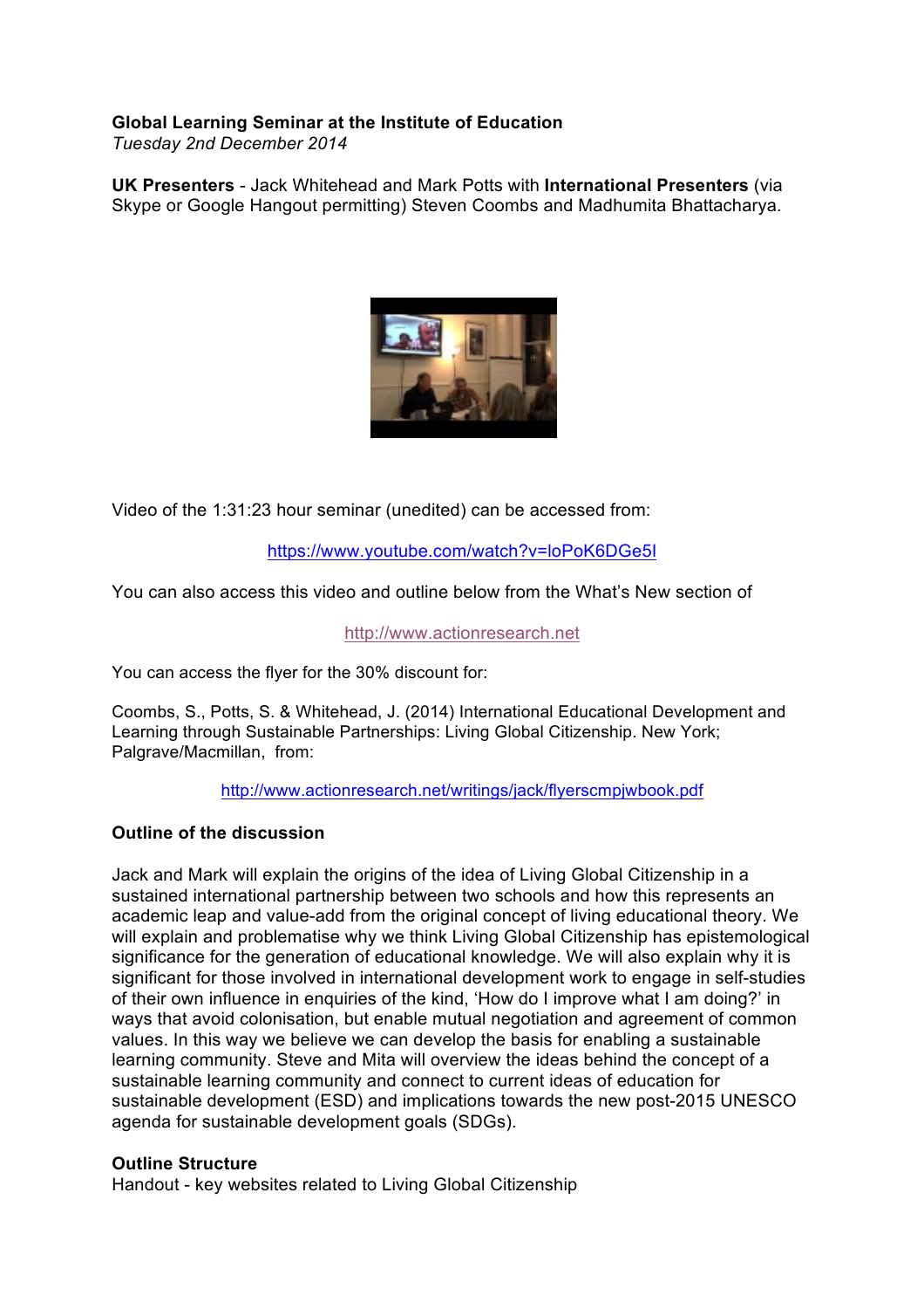**Global Learning Seminar at the Institute of Education**
*Tuesday 2nd December 2014*

**UK Presenters** - Jack Whitehead and Mark Potts with **International Presenters** (via Skype or Google Hangout permitting) Steven Coombs and Madhumita Bhattacharya.

Video of the 1:31:23 hour seminar (unedited) can be accessed from:

https://www.youtube.com/watch?v=loPoK6DGe5I

You can also access this video and outline below from the What's New section of

http://www.actionresearch.net

You can access the flyer for the 30% discount for:

Coombs, S., Potts, S. & Whitehead, J. (2014) International Educational Development and Learning through Sustainable Partnerships: Living Global Citizenship. New York; Palgrave/Macmillan, from:

http://www.actionresearch.net/writings/jack/flyerscmpjwbook.pdf

**Outline of the discussion**

Jack and Mark will explain the origins of the idea of Living Global Citizenship in a sustained international partnership between two schools and how this represents an academic leap and value-add from the original concept of living educational theory. We will explain and problematise why we think Living Global Citizenship has epistemological significance for the generation of educational knowledge. We will also explain why it is significant for those involved in international development work to engage in self-studies of their own influence in enquiries of the kind, 'How do I improve what I am doing?' in ways that avoid colonisation, but enable mutual negotiation and agreement of common values. In this way we believe we can develop the basis for enabling a sustainable learning community. Steve and Mita will overview the ideas behind the concept of a sustainable learning community and connect to current ideas of education for sustainable development (ESD) and implications towards the new post-2015 UNESCO agenda for sustainable development goals (SDGs).

**Outline Structure**

Handout - key websites related to Living Global Citizenship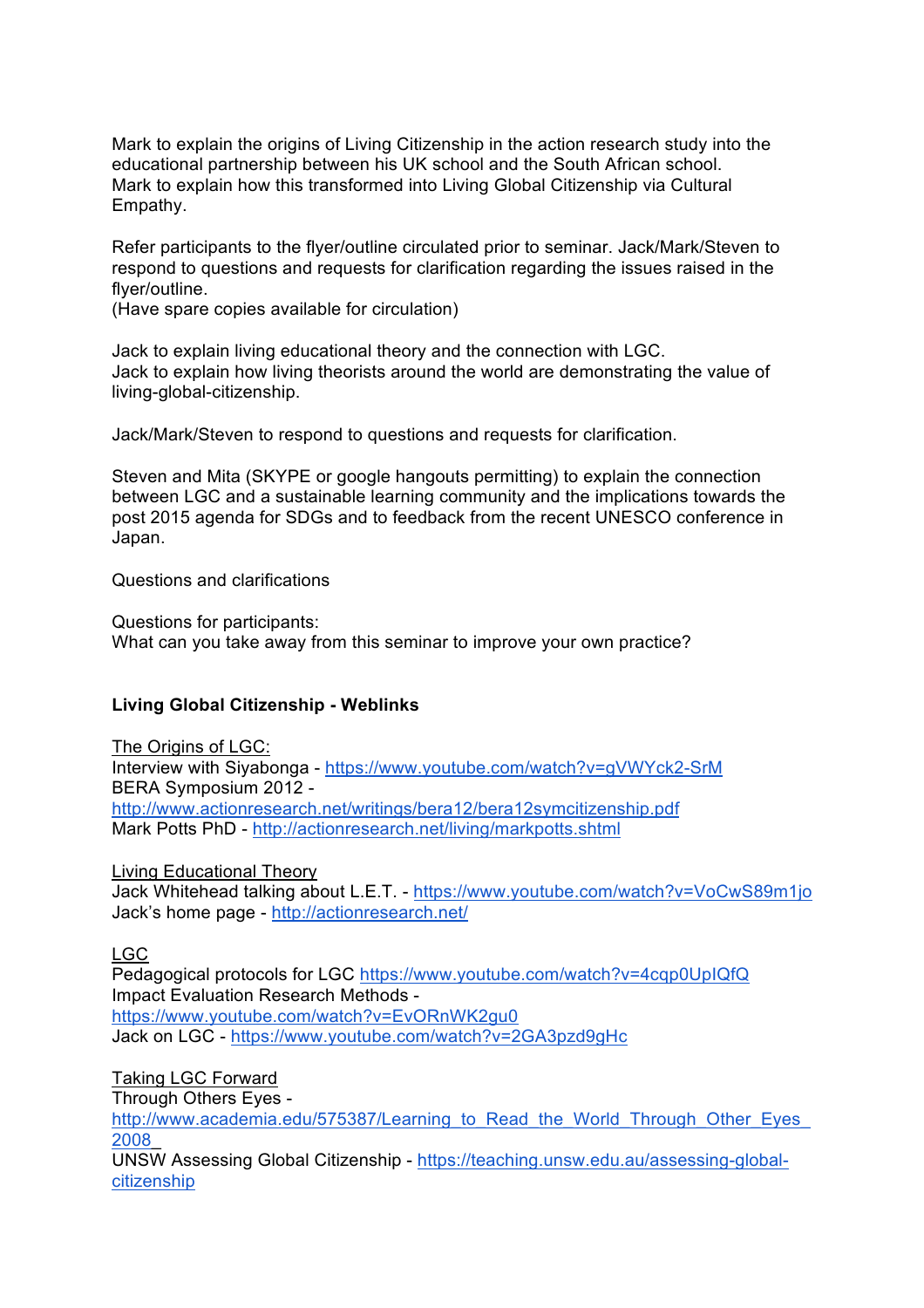Mark to explain the origins of Living Citizenship in the action research study into the educational partnership between his UK school and the South African school.
Mark to explain how this transformed into Living Global Citizenship via Cultural Empathy.

Refer participants to the flyer/outline circulated prior to seminar. Jack/Mark/Steven to respond to questions and requests for clarification regarding the issues raised in the flyer/outline.
(Have spare copies available for circulation)

Jack to explain living educational theory and the connection with LGC.
Jack to explain how living theorists around the world are demonstrating the value of living-global-citizenship.

Jack/Mark/Steven to respond to questions and requests for clarification.

Steven and Mita (SKYPE or google hangouts permitting) to explain the connection between LGC and a sustainable learning community and the implications towards the post 2015 agenda for SDGs and to feedback from the recent UNESCO conference in Japan.

Questions and clarifications

Questions for participants:
What can you take away from this seminar to improve your own practice?

**Living Global Citizenship - Weblinks**

<u>The Origins of LGC:</u>
Interview with Siyabonga - https://www.youtube.com/watch?v=gVWYck2-SrM
BERA Symposium 2012 -
http://www.actionresearch.net/writings/bera12/bera12symcitizenship.pdf
Mark Potts PhD - http://actionresearch.net/living/markpotts.shtml

<u>Living Educational Theory</u>
Jack Whitehead talking about L.E.T. - https://www.youtube.com/watch?v=VoCwS89m1jo
Jack's home page - http://actionresearch.net/

<u>LGC</u>
Pedagogical protocols for LGC https://www.youtube.com/watch?v=4cqp0UpIQfQ
Impact Evaluation Research Methods -
https://www.youtube.com/watch?v=EvORnWK2gu0
Jack on LGC - https://www.youtube.com/watch?v=2GA3pzd9gHc

<u>Taking LGC Forward</u>
Through Others Eyes -
http://www.academia.edu/575387/Learning_to_Read_the_World_Through_Other_Eyes_2008_
UNSW Assessing Global Citizenship - https://teaching.unsw.edu.au/assessing-global-citizenship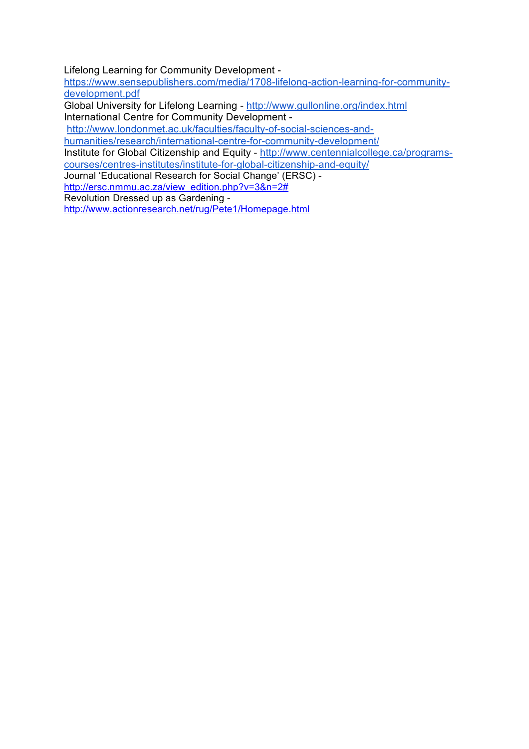Lifelong Learning for Community Development - https://www.sensepublishers.com/media/1708-lifelong-action-learning-for-community-development.pdf
Global University for Lifelong Learning - http://www.gullonline.org/index.html
International Centre for Community Development - http://www.londonmet.ac.uk/faculties/faculty-of-social-sciences-and-humanities/research/international-centre-for-community-development/
Institute for Global Citizenship and Equity - http://www.centennialcollege.ca/programs-courses/centres-institutes/institute-for-global-citizenship-and-equity/
Journal 'Educational Research for Social Change' (ERSC) - http://ersc.nmmu.ac.za/view_edition.php?v=3&n=2#
Revolution Dressed up as Gardening - http://www.actionresearch.net/rug/Pete1/Homepage.html